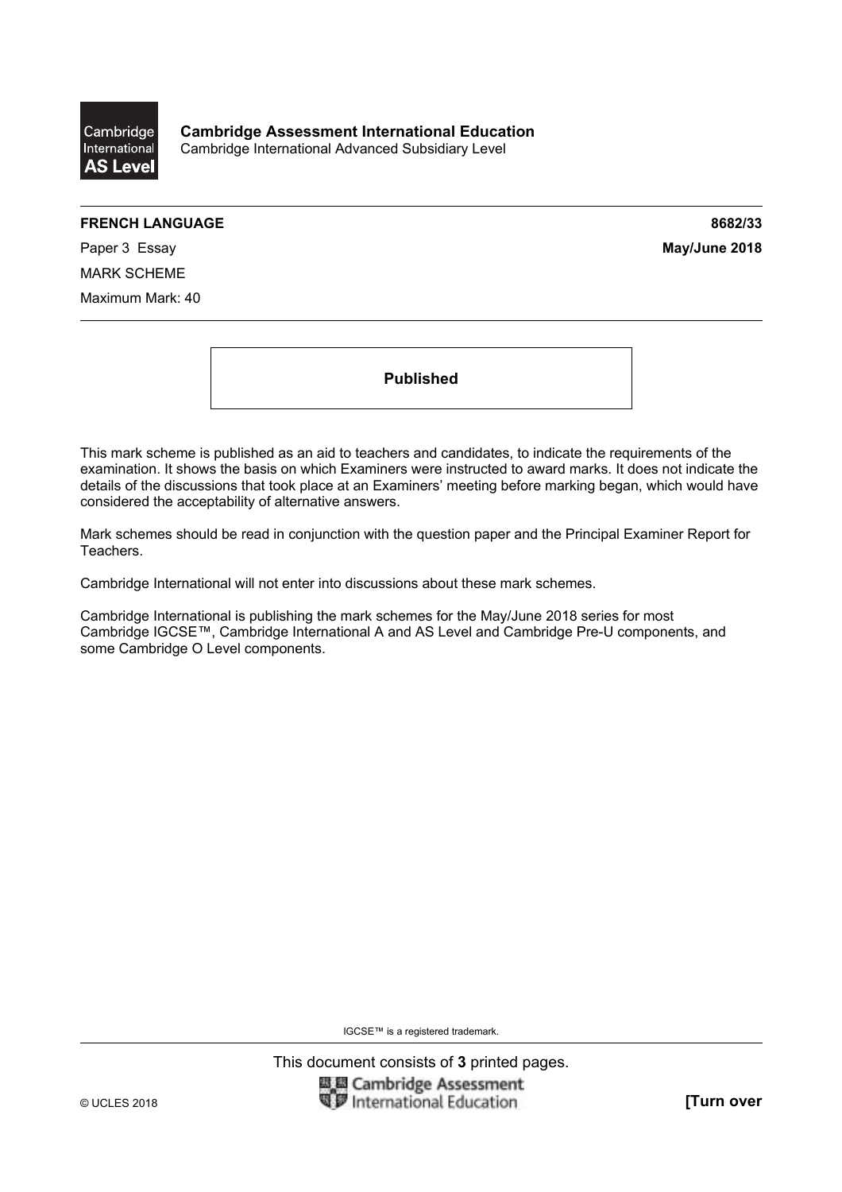Cambridge International AS Level

**Cambridge Assessment International Education**
Cambridge International Advanced Subsidiary Level

**FRENCH LANGUAGE** **8682/33**

Paper 3 Essay **May/June 2018**

MARK SCHEME

Maximum Mark: 40

**Published**

This mark scheme is published as an aid to teachers and candidates, to indicate the requirements of the examination. It shows the basis on which Examiners were instructed to award marks. It does not indicate the details of the discussions that took place at an Examiners' meeting before marking began, which would have considered the acceptability of alternative answers.

Mark schemes should be read in conjunction with the question paper and the Principal Examiner Report for Teachers.

Cambridge International will not enter into discussions about these mark schemes.

Cambridge International is publishing the mark schemes for the May/June 2018 series for most Cambridge IGCSE™, Cambridge International A and AS Level and Cambridge Pre-U components, and some Cambridge O Level components.

IGCSE™ is a registered trademark.

This document consists of **3** printed pages.

© UCLES 2018 **[Turn over**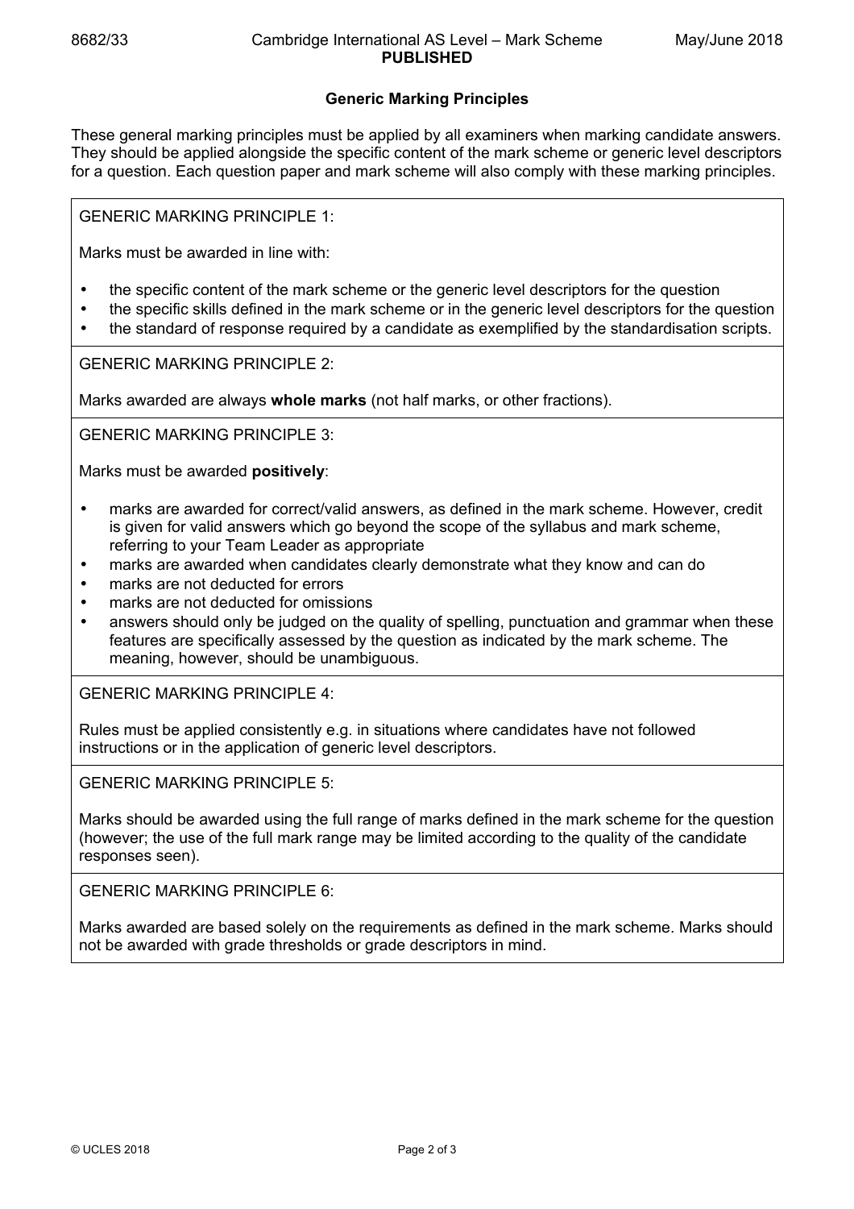## Generic Marking Principles

These general marking principles must be applied by all examiners when marking candidate answers. They should be applied alongside the specific content of the mark scheme or generic level descriptors for a question. Each question paper and mark scheme will also comply with these marking principles.

GENERIC MARKING PRINCIPLE 1:

Marks must be awarded in line with:

- the specific content of the mark scheme or the generic level descriptors for the question
- the specific skills defined in the mark scheme or in the generic level descriptors for the question
- the standard of response required by a candidate as exemplified by the standardisation scripts.

GENERIC MARKING PRINCIPLE 2:

Marks awarded are always **whole marks** (not half marks, or other fractions).

GENERIC MARKING PRINCIPLE 3:

Marks must be awarded **positively**:

- marks are awarded for correct/valid answers, as defined in the mark scheme. However, credit is given for valid answers which go beyond the scope of the syllabus and mark scheme, referring to your Team Leader as appropriate
- marks are awarded when candidates clearly demonstrate what they know and can do
- marks are not deducted for errors
- marks are not deducted for omissions
- answers should only be judged on the quality of spelling, punctuation and grammar when these features are specifically assessed by the question as indicated by the mark scheme. The meaning, however, should be unambiguous.

GENERIC MARKING PRINCIPLE 4:

Rules must be applied consistently e.g. in situations where candidates have not followed instructions or in the application of generic level descriptors.

GENERIC MARKING PRINCIPLE 5:

Marks should be awarded using the full range of marks defined in the mark scheme for the question (however; the use of the full mark range may be limited according to the quality of the candidate responses seen).

GENERIC MARKING PRINCIPLE 6:

Marks awarded are based solely on the requirements as defined in the mark scheme. Marks should not be awarded with grade thresholds or grade descriptors in mind.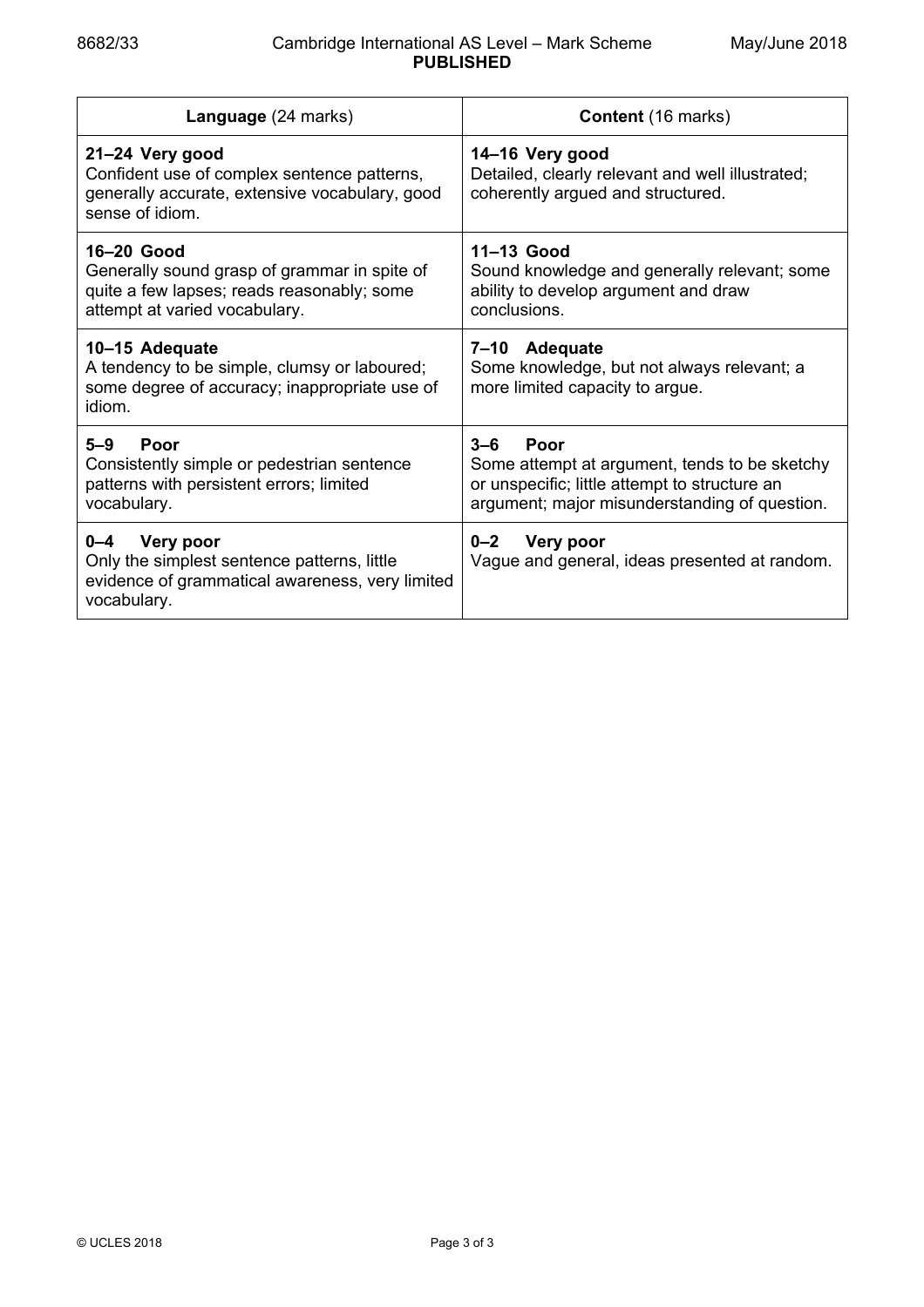| **Language** (24 marks) | **Content** (16 marks) |
|---|---|
| **21–24 Very good**<br>Confident use of complex sentence patterns, generally accurate, extensive vocabulary, good sense of idiom. | **14–16 Very good**<br>Detailed, clearly relevant and well illustrated; coherently argued and structured. |
| **16–20 Good**<br>Generally sound grasp of grammar in spite of quite a few lapses; reads reasonably; some attempt at varied vocabulary. | **11–13 Good**<br>Sound knowledge and generally relevant; some ability to develop argument and draw conclusions. |
| **10–15 Adequate**<br>A tendency to be simple, clumsy or laboured; some degree of accuracy; inappropriate use of idiom. | **7–10 Adequate**<br>Some knowledge, but not always relevant; a more limited capacity to argue. |
| **5–9 Poor**<br>Consistently simple or pedestrian sentence patterns with persistent errors; limited vocabulary. | **3–6 Poor**<br>Some attempt at argument, tends to be sketchy or unspecific; little attempt to structure an argument; major misunderstanding of question. |
| **0–4 Very poor**<br>Only the simplest sentence patterns, little evidence of grammatical awareness, very limited vocabulary. | **0–2 Very poor**<br>Vague and general, ideas presented at random. |